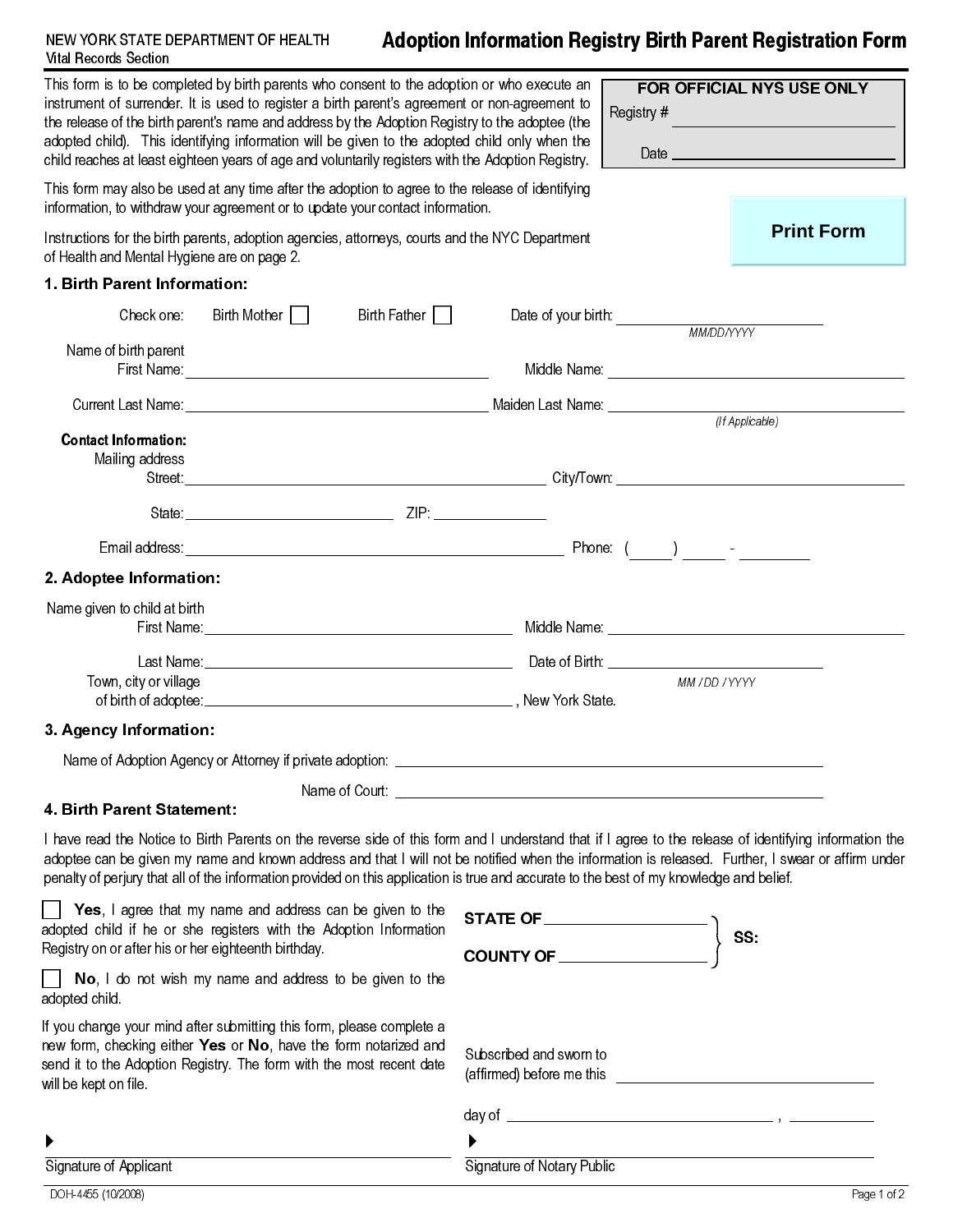NEW YORK STATE DEPARTMENT OF HEALTH
Vital Records Section

# Adoption Information Registry Birth Parent Registration Form

This form is to be completed by birth parents who consent to the adoption or who execute an instrument of surrender. It is used to register a birth parent's agreement or non-agreement to the release of the birth parent's name and address by the Adoption Registry to the adoptee (the adopted child). This identifying information will be given to the adopted child only when the child reaches at least eighteen years of age and voluntarily registers with the Adoption Registry.

**FOR OFFICIAL NYS USE ONLY**
Registry # ______________________
Date ______________________

This form may also be used at any time after the adoption to agree to the release of identifying information, to withdraw your agreement or to update your contact information.

Instructions for the birth parents, adoption agencies, attorneys, courts and the NYC Department of Health and Mental Hygiene are on page 2.

Print Form

## 1. Birth Parent Information:

Check one: Birth Mother ☐ Birth Father ☐ Date of your birth: ______________________ (MM/DD/YYYY)

Name of birth parent
First Name: ______________________ Middle Name: ______________________

Current Last Name: ______________________ Maiden Last Name: ______________________ (If Applicable)

**Contact Information:**
Mailing address
Street: ______________________ City/Town: ______________________

State: ______________________ ZIP: ______________________

Email address: ______________________ Phone: (_____) _____ - ________

## 2. Adoptee Information:

Name given to child at birth
First Name: ______________________ Middle Name: ______________________

Last Name: ______________________ Date of Birth: ______________________ (MM / DD / YYYY)

Town, city or village of birth of adoptee: ______________________ , New York State.

## 3. Agency Information:

Name of Adoption Agency or Attorney if private adoption: ______________________

Name of Court: ______________________

## 4. Birth Parent Statement:

I have read the Notice to Birth Parents on the reverse side of this form and I understand that if I agree to the release of identifying information the adoptee can be given my name and known address and that I will not be notified when the information is released. Further, I swear or affirm under penalty of perjury that all of the information provided on this application is true and accurate to the best of my knowledge and belief.

☐ **Yes**, I agree that my name and address can be given to the adopted child if he or she registers with the Adoption Information Registry on or after his or her eighteenth birthday.

☐ **No**, I do not wish my name and address to be given to the adopted child.

If you change your mind after submitting this form, please complete a new form, checking either **Yes** or **No**, have the form notarized and send it to the Adoption Registry. The form with the most recent date will be kept on file.

**STATE OF** ______________________ } **SS:**
**COUNTY OF** ______________________ }

Subscribed and sworn to (affirmed) before me this ______________________

day of ______________________ , __________

▶ ______________________
Signature of Applicant

▶ ______________________
Signature of Notary Public

DOH-4455 (10/2008)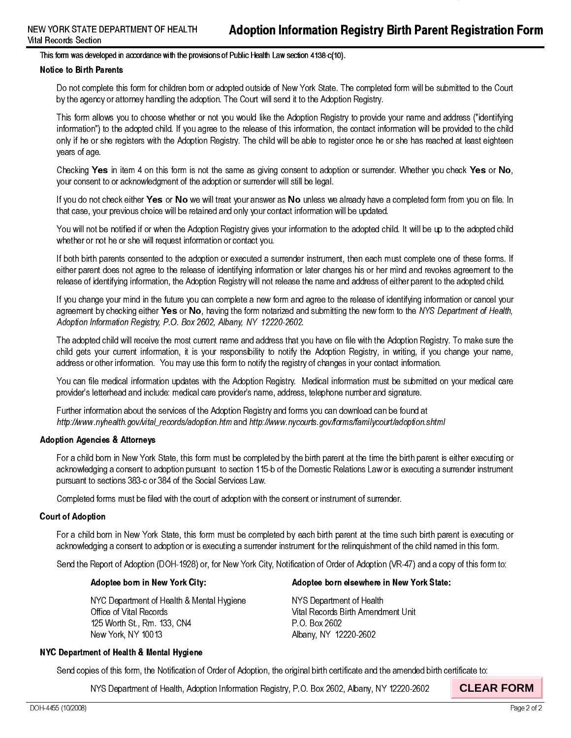NEW YORK STATE DEPARTMENT OF HEALTH
Vital Records Section

# Adoption Information Registry Birth Parent Registration Form

This form was developed in accordance with the provisions of Public Health Law section 4138-c(10).

### Notice to Birth Parents

Do not complete this form for children born or adopted outside of New York State. The completed form will be submitted to the Court by the agency or attorney handling the adoption. The Court will send it to the Adoption Registry.

This form allows you to choose whether or not you would like the Adoption Registry to provide your name and address ("identifying information") to the adopted child. If you agree to the release of this information, the contact information will be provided to the child only if he or she registers with the Adoption Registry. The child will be able to register once he or she has reached at least eighteen years of age.

Checking **Yes** in item 4 on this form is not the same as giving consent to adoption or surrender. Whether you check **Yes** or **No**, your consent to or acknowledgment of the adoption or surrender will still be legal.

If you do not check either **Yes** or **No** we will treat your answer as **No** unless we already have a completed form from you on file. In that case, your previous choice will be retained and only your contact information will be updated.

You will not be notified if or when the Adoption Registry gives your information to the adopted child. It will be up to the adopted child whether or not he or she will request information or contact you.

If both birth parents consented to the adoption or executed a surrender instrument, then each must complete one of these forms. If either parent does not agree to the release of identifying information or later changes his or her mind and revokes agreement to the release of identifying information, the Adoption Registry will not release the name and address of either parent to the adopted child.

If you change your mind in the future you can complete a new form and agree to the release of identifying information or cancel your agreement by checking either **Yes** or **No**, having the form notarized and submitting the new form to the *NYS Department of Health, Adoption Information Registry, P.O. Box 2602, Albany, NY 12220-2602.*

The adopted child will receive the most current name and address that you have on file with the Adoption Registry. To make sure the child gets your current information, it is your responsibility to notify the Adoption Registry, in writing, if you change your name, address or other information. You may use this form to notify the registry of changes in your contact information.

You can file medical information updates with the Adoption Registry. Medical information must be submitted on your medical care provider's letterhead and include: medical care provider's name, address, telephone number and signature.

Further information about the services of the Adoption Registry and forms you can download can be found at *http://www.nyhealth.gov/vital_records/adoption.htm* and *http://www.nycourts.gov/forms/familycourt/adoption.shtml*

### Adoption Agencies & Attorneys

For a child born in New York State, this form must be completed by the birth parent at the time the birth parent is either executing or acknowledging a consent to adoption pursuant to section 115-b of the Domestic Relations Law or is executing a surrender instrument pursuant to sections 383-c or 384 of the Social Services Law.

Completed forms must be filed with the court of adoption with the consent or instrument of surrender.

### Court of Adoption

For a child born in New York State, this form must be completed by each birth parent at the time such birth parent is executing or acknowledging a consent to adoption or is executing a surrender instrument for the relinquishment of the child named in this form.

Send the Report of Adoption (DOH-1928) or, for New York City, Notification of Order of Adoption (VR-47) and a copy of this form to:

**Adoptee born in New York City:**

NYC Department of Health & Mental Hygiene
Office of Vital Records
125 Worth St., Rm. 133, CN4
New York, NY 10013

**Adoptee born elsewhere in New York State:**

NYS Department of Health
Vital Records Birth Amendment Unit
P.O. Box 2602
Albany, NY 12220-2602

### NYC Department of Health & Mental Hygiene

Send copies of this form, the Notification of Order of Adoption, the original birth certificate and the amended birth certificate to:

NYS Department of Health, Adoption Information Registry, P.O. Box 2602, Albany, NY 12220-2602

CLEAR FORM

DOH-4455 (10/2008)